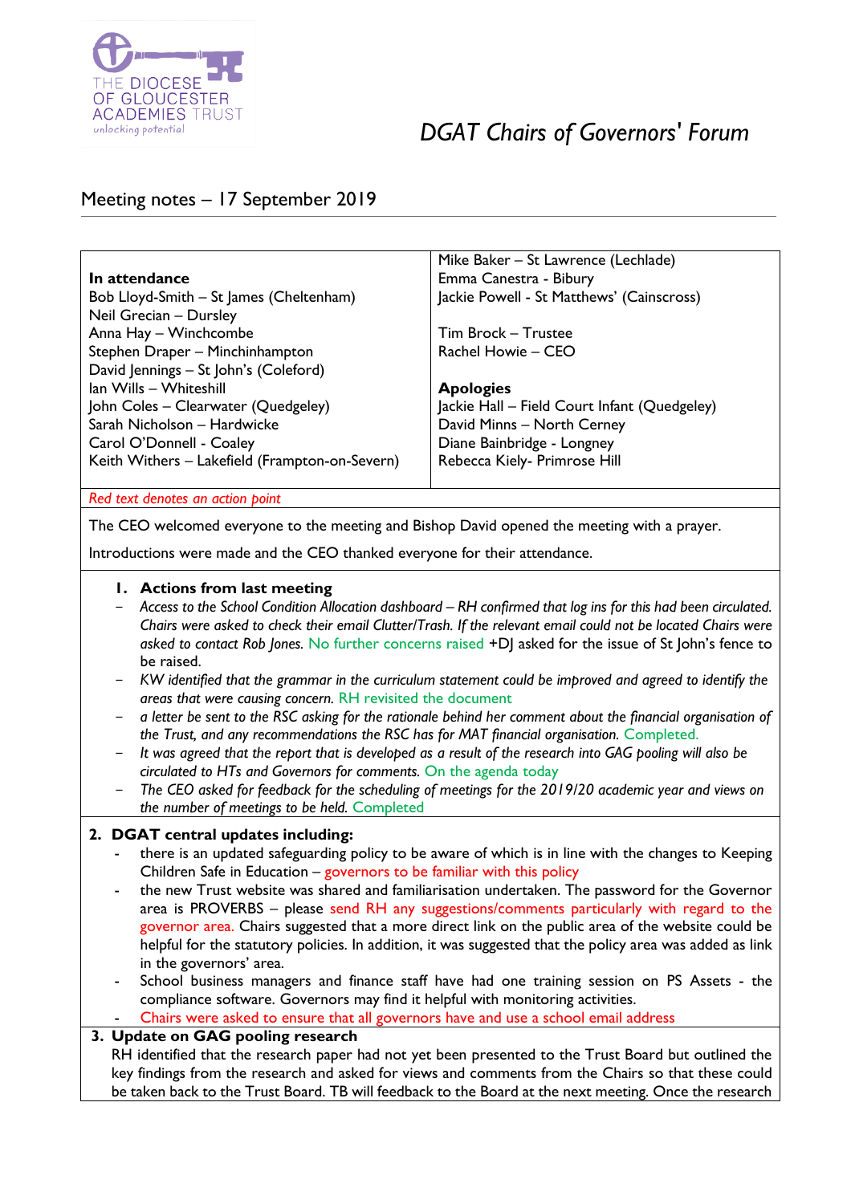# DGAT Chairs of Governors' Forum

## Meeting notes – 17 September 2019

| **In attendance** | |
|---|---|
| Bob Lloyd-Smith – St James (Cheltenham) | Mike Baker – St Lawrence (Lechlade) |
| Neil Grecian – Dursley | Emma Canestra - Bibury |
| Anna Hay – Winchcombe | Jackie Powell - St Matthews' (Cainscross) |
| Stephen Draper – Minchinhampton | |
| David Jennings – St John's (Coleford) | Tim Brock – Trustee |
| Ian Wills – Whiteshill | Rachel Howie – CEO |
| John Coles – Clearwater (Quedgeley) | |
| Sarah Nicholson – Hardwicke | **Apologies** |
| Carol O'Donnell - Coaley | Jackie Hall – Field Court Infant (Quedgeley) |
| Keith Withers – Lakefield (Frampton-on-Severn) | David Minns – North Cerney |
| | Diane Bainbridge - Longney |
| | Rebecca Kiely- Primrose Hill |

*Red text denotes an action point*

The CEO welcomed everyone to the meeting and Bishop David opened the meeting with a prayer.

Introductions were made and the CEO thanked everyone for their attendance.

### 1. Actions from last meeting

- *Access to the School Condition Allocation dashboard – RH confirmed that log ins for this had been circulated. Chairs were asked to check their email Clutter/Trash. If the relevant email could not be located Chairs were asked to contact Rob Jones.* No further concerns raised +DJ asked for the issue of St John's fence to be raised.
- *KW identified that the grammar in the curriculum statement could be improved and agreed to identify the areas that were causing concern.* RH revisited the document
- *a letter be sent to the RSC asking for the rationale behind her comment about the financial organisation of the Trust, and any recommendations the RSC has for MAT financial organisation.* Completed.
- *It was agreed that the report that is developed as a result of the research into GAG pooling will also be circulated to HTs and Governors for comments.* On the agenda today
- *The CEO asked for feedback for the scheduling of meetings for the 2019/20 academic year and views on the number of meetings to be held.* Completed

### 2. DGAT central updates including:

- there is an updated safeguarding policy to be aware of which is in line with the changes to Keeping Children Safe in Education – governors to be familiar with this policy
- the new Trust website was shared and familiarisation undertaken. The password for the Governor area is PROVERBS – please send RH any suggestions/comments particularly with regard to the governor area. Chairs suggested that a more direct link on the public area of the website could be helpful for the statutory policies. In addition, it was suggested that the policy area was added as link in the governors' area.
- School business managers and finance staff have had one training session on PS Assets - the compliance software. Governors may find it helpful with monitoring activities.
- Chairs were asked to ensure that all governors have and use a school email address

### 3. Update on GAG pooling research

RH identified that the research paper had not yet been presented to the Trust Board but outlined the key findings from the research and asked for views and comments from the Chairs so that these could be taken back to the Trust Board. TB will feedback to the Board at the next meeting. Once the research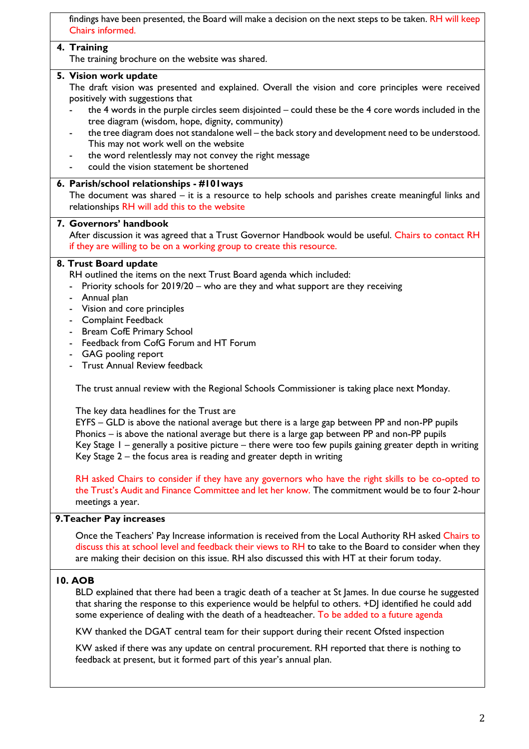findings have been presented, the Board will make a decision on the next steps to be taken. RH will keep Chairs informed.

## 4. Training

The training brochure on the website was shared.

## 5. Vision work update

The draft vision was presented and explained. Overall the vision and core principles were received positively with suggestions that

- the 4 words in the purple circles seem disjointed – could these be the 4 core words included in the tree diagram (wisdom, hope, dignity, community)
- the tree diagram does not standalone well – the back story and development need to be understood. This may not work well on the website
- the word relentlessly may not convey the right message
- could the vision statement be shortened

## 6. Parish/school relationships - #101ways

The document was shared – it is a resource to help schools and parishes create meaningful links and relationships RH will add this to the website

## 7. Governors' handbook

After discussion it was agreed that a Trust Governor Handbook would be useful. Chairs to contact RH if they are willing to be on a working group to create this resource.

## 8. Trust Board update

RH outlined the items on the next Trust Board agenda which included:

- Priority schools for 2019/20 – who are they and what support are they receiving
- Annual plan
- Vision and core principles
- Complaint Feedback
- Bream CofE Primary School
- Feedback from CofG Forum and HT Forum
- GAG pooling report
- Trust Annual Review feedback

The trust annual review with the Regional Schools Commissioner is taking place next Monday.

The key data headlines for the Trust are
EYFS – GLD is above the national average but there is a large gap between PP and non-PP pupils
Phonics – is above the national average but there is a large gap between PP and non-PP pupils
Key Stage 1 – generally a positive picture – there were too few pupils gaining greater depth in writing
Key Stage 2 – the focus area is reading and greater depth in writing

RH asked Chairs to consider if they have any governors who have the right skills to be co-opted to the Trust's Audit and Finance Committee and let her know. The commitment would be to four 2-hour meetings a year.

## 9. Teacher Pay increases

Once the Teachers' Pay Increase information is received from the Local Authority RH asked Chairs to discuss this at school level and feedback their views to RH to take to the Board to consider when they are making their decision on this issue. RH also discussed this with HT at their forum today.

## 10. AOB

BLD explained that there had been a tragic death of a teacher at St James. In due course he suggested that sharing the response to this experience would be helpful to others. +DJ identified he could add some experience of dealing with the death of a headteacher. To be added to a future agenda

KW thanked the DGAT central team for their support during their recent Ofsted inspection

KW asked if there was any update on central procurement. RH reported that there is nothing to feedback at present, but it formed part of this year's annual plan.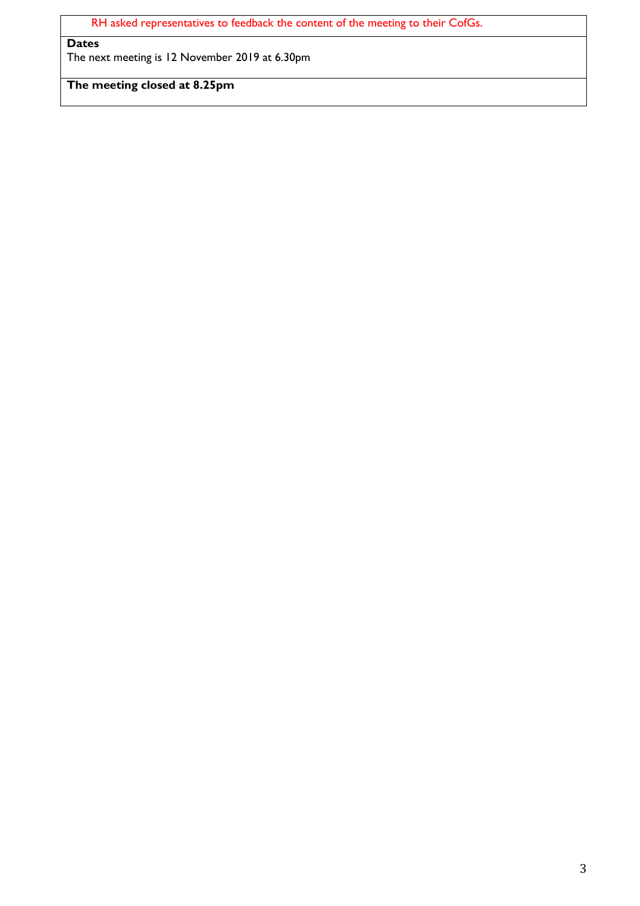RH asked representatives to feedback the content of the meeting to their CofGs.

**Dates**

The next meeting is 12 November 2019 at 6.30pm

**The meeting closed at 8.25pm**